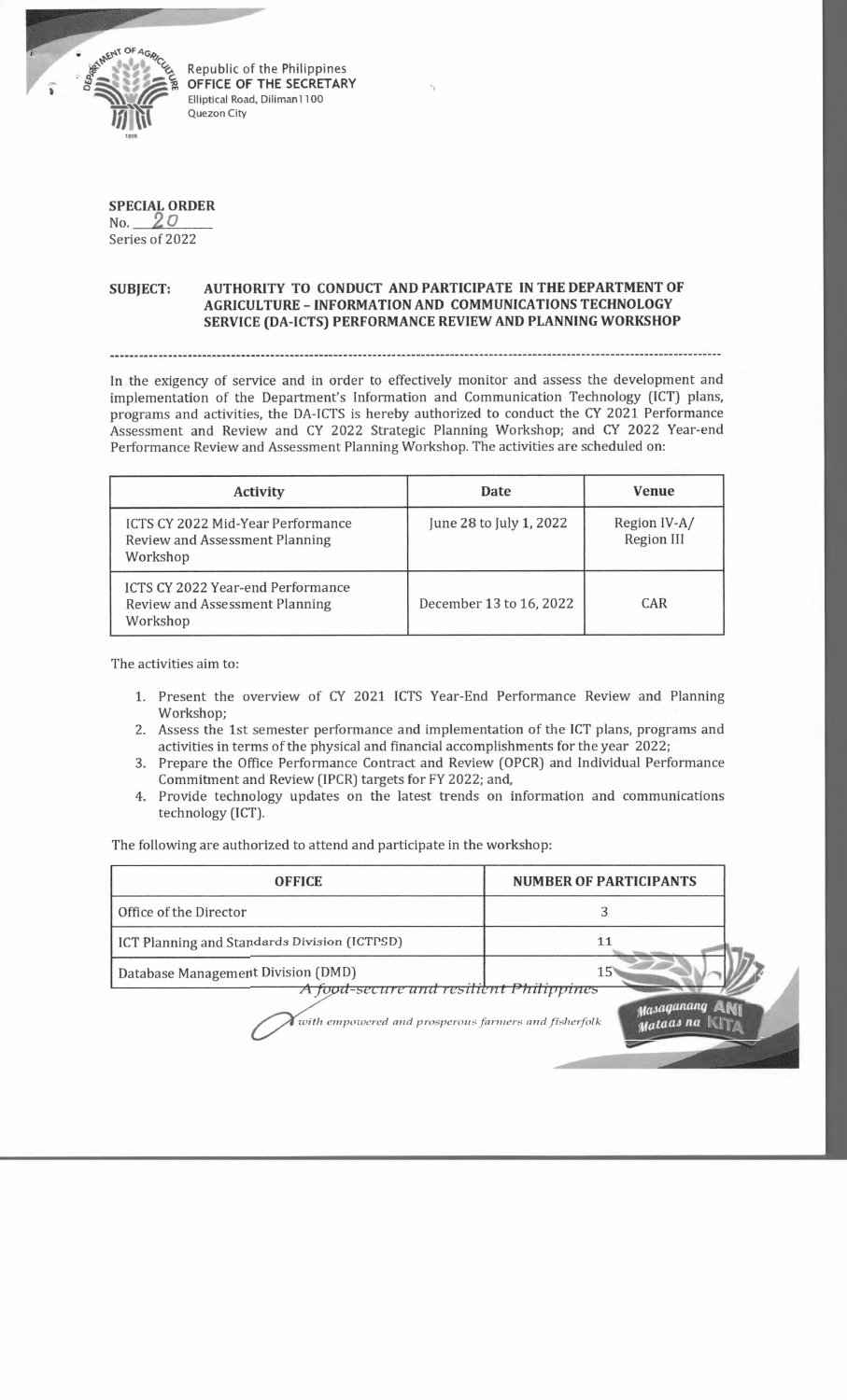Republic of the Philippines
**OFFICE OF THE SECRETARY**
Elliptical Road, Diliman 1100
Quezon City

**SPECIAL ORDER**
No. 20
Series of 2022

**SUBJECT: AUTHORITY TO CONDUCT AND PARTICIPATE IN THE DEPARTMENT OF AGRICULTURE – INFORMATION AND COMMUNICATIONS TECHNOLOGY SERVICE (DA-ICTS) PERFORMANCE REVIEW AND PLANNING WORKSHOP**

---

In the exigency of service and in order to effectively monitor and assess the development and implementation of the Department's Information and Communication Technology (ICT) plans, programs and activities, the DA-ICTS is hereby authorized to conduct the CY 2021 Performance Assessment and Review and CY 2022 Strategic Planning Workshop; and CY 2022 Year-end Performance Review and Assessment Planning Workshop. The activities are scheduled on:

| Activity | Date | Venue |
|---|---|---|
| ICTS CY 2022 Mid-Year Performance Review and Assessment Planning Workshop | June 28 to July 1, 2022 | Region IV-A/ Region III |
| ICTS CY 2022 Year-end Performance Review and Assessment Planning Workshop | December 13 to 16, 2022 | CAR |

The activities aim to:

1. Present the overview of CY 2021 ICTS Year-End Performance Review and Planning Workshop;
2. Assess the 1st semester performance and implementation of the ICT plans, programs and activities in terms of the physical and financial accomplishments for the year 2022;
3. Prepare the Office Performance Contract and Review (OPCR) and Individual Performance Commitment and Review (IPCR) targets for FY 2022; and,
4. Provide technology updates on the latest trends on information and communications technology (ICT).

The following are authorized to attend and participate in the workshop:

| OFFICE | NUMBER OF PARTICIPANTS |
|---|---|
| Office of the Director | 3 |
| ICT Planning and Standards Division (ICTPSD) | 11 |
| Database Management Division (DMD) | 15 |

*A food-secure and resilient Philippines with empowered and prosperous farmers and fisherfolk*

Masaganang ANI Mataas na KITA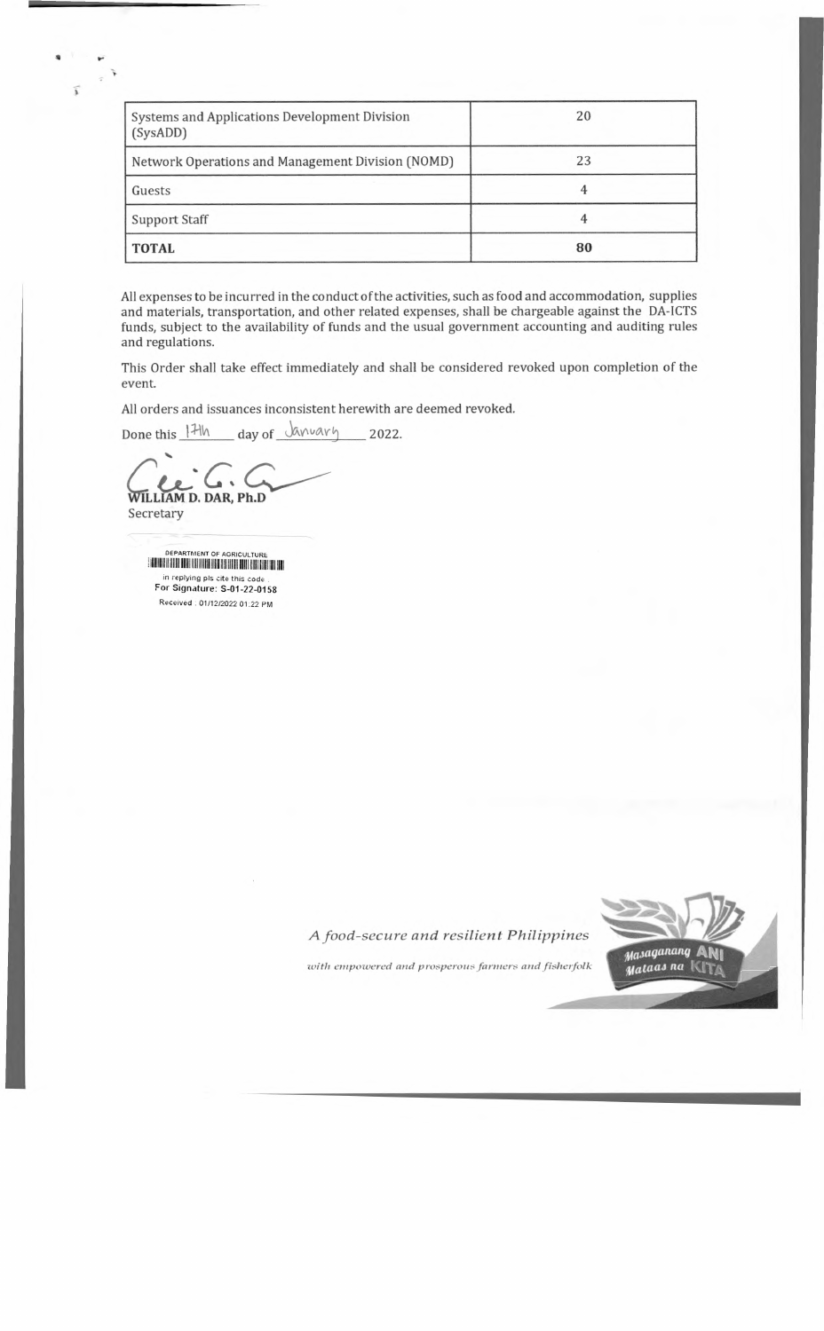| | |
|---|---|
| Systems and Applications Development Division (SysADD) | 20 |
| Network Operations and Management Division (NOMD) | 23 |
| Guests | 4 |
| Support Staff | 4 |
| **TOTAL** | **80** |

All expenses to be incurred in the conduct of the activities, such as food and accommodation, supplies and materials, transportation, and other related expenses, shall be chargeable against the DA-ICTS funds, subject to the availability of funds and the usual government accounting and auditing rules and regulations.

This Order shall take effect immediately and shall be considered revoked upon completion of the event.

All orders and issuances inconsistent herewith are deemed revoked.

Done this 17th day of January 2022.

**WILLIAM D. DAR, Ph.D**
Secretary

DEPARTMENT OF AGRICULTURE
in replying pls cite this code :
For Signature: S-01-22-0158
Received : 01/12/2022 01:22 PM

*A food-secure and resilient Philippines*

*with empowered and prosperous farmers and fisherfolk*

Masaganang ANI Mataas na KITA